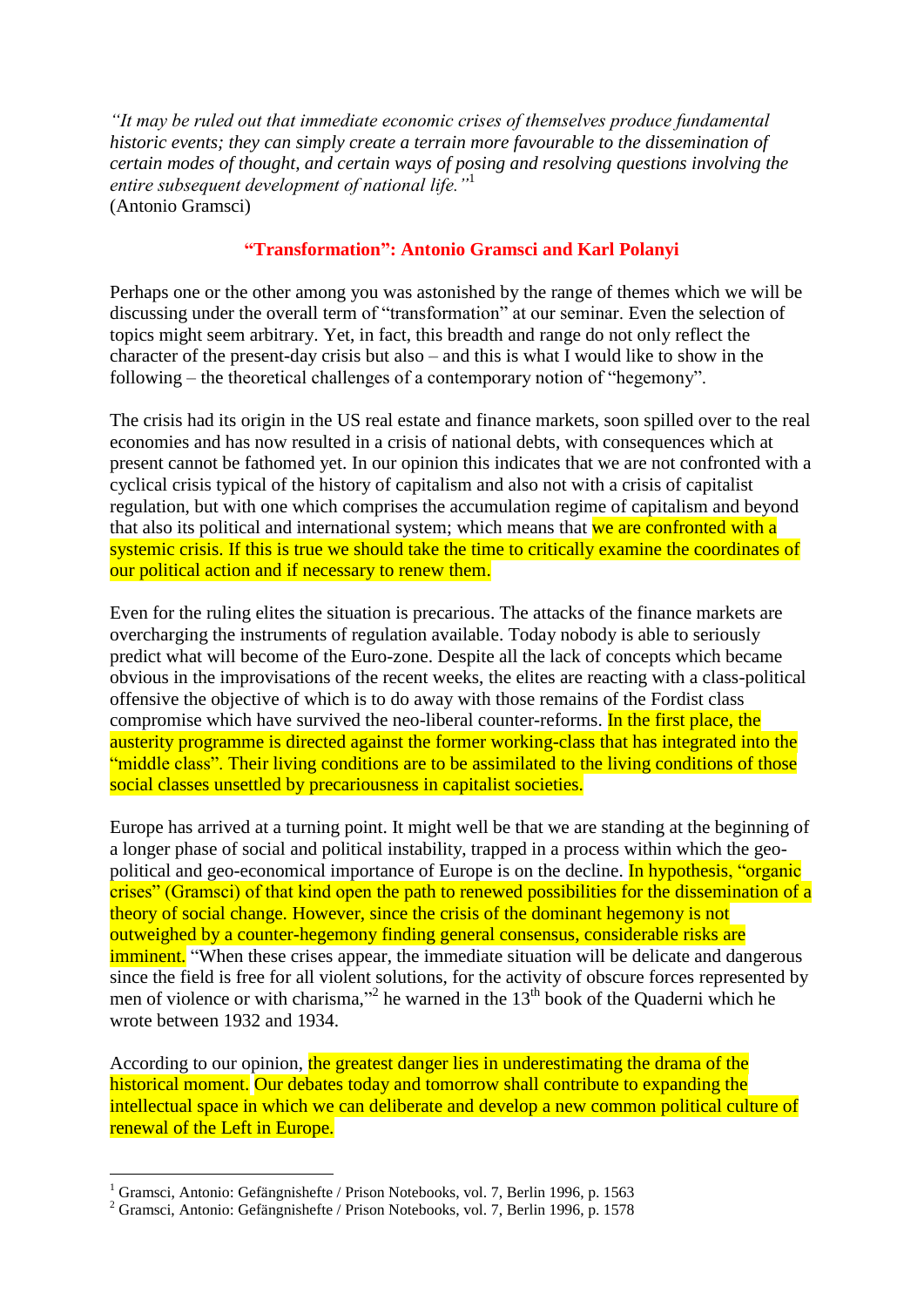*"It may be ruled out that immediate economic crises of themselves produce fundamental historic events; they can simply create a terrain more favourable to the dissemination of certain modes of thought, and certain ways of posing and resolving questions involving the entire subsequent development of national life."*[1]
(Antonio Gramsci)

## "Transformation": Antonio Gramsci and Karl Polanyi

Perhaps one or the other among you was astonished by the range of themes which we will be discussing under the overall term of "transformation" at our seminar. Even the selection of topics might seem arbitrary. Yet, in fact, this breadth and range do not only reflect the character of the present-day crisis but also – and this is what I would like to show in the following – the theoretical challenges of a contemporary notion of "hegemony".

The crisis had its origin in the US real estate and finance markets, soon spilled over to the real economies and has now resulted in a crisis of national debts, with consequences which at present cannot be fathomed yet. In our opinion this indicates that we are not confronted with a cyclical crisis typical of the history of capitalism and also not with a crisis of capitalist regulation, but with one which comprises the accumulation regime of capitalism and beyond that also its political and international system; which means that we are confronted with a systemic crisis. If this is true we should take the time to critically examine the coordinates of our political action and if necessary to renew them.

Even for the ruling elites the situation is precarious. The attacks of the finance markets are overcharging the instruments of regulation available. Today nobody is able to seriously predict what will become of the Euro-zone. Despite all the lack of concepts which became obvious in the improvisations of the recent weeks, the elites are reacting with a class-political offensive the objective of which is to do away with those remains of the Fordist class compromise which have survived the neo-liberal counter-reforms. In the first place, the austerity programme is directed against the former working-class that has integrated into the "middle class". Their living conditions are to be assimilated to the living conditions of those social classes unsettled by precariousness in capitalist societies.

Europe has arrived at a turning point. It might well be that we are standing at the beginning of a longer phase of social and political instability, trapped in a process within which the geo-political and geo-economical importance of Europe is on the decline. In hypothesis, "organic crises" (Gramsci) of that kind open the path to renewed possibilities for the dissemination of a theory of social change. However, since the crisis of the dominant hegemony is not outweighed by a counter-hegemony finding general consensus, considerable risks are imminent. "When these crises appear, the immediate situation will be delicate and dangerous since the field is free for all violent solutions, for the activity of obscure forces represented by men of violence or with charisma,"[2] he warned in the 13th book of the Quaderni which he wrote between 1932 and 1934.

According to our opinion, the greatest danger lies in underestimating the drama of the historical moment. Our debates today and tomorrow shall contribute to expanding the intellectual space in which we can deliberate and develop a new common political culture of renewal of the Left in Europe.

---

[1] Gramsci, Antonio: Gefängnishefte / Prison Notebooks, vol. 7, Berlin 1996, p. 1563

[2] Gramsci, Antonio: Gefängnishefte / Prison Notebooks, vol. 7, Berlin 1996, p. 1578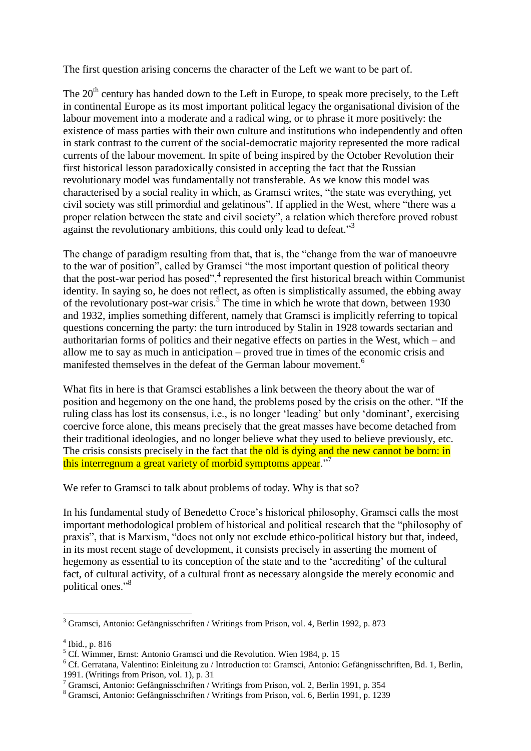The first question arising concerns the character of the Left we want to be part of.

The 20th century has handed down to the Left in Europe, to speak more precisely, to the Left in continental Europe as its most important political legacy the organisational division of the labour movement into a moderate and a radical wing, or to phrase it more positively: the existence of mass parties with their own culture and institutions who independently and often in stark contrast to the current of the social-democratic majority represented the more radical currents of the labour movement. In spite of being inspired by the October Revolution their first historical lesson paradoxically consisted in accepting the fact that the Russian revolutionary model was fundamentally not transferable. As we know this model was characterised by a social reality in which, as Gramsci writes, "the state was everything, yet civil society was still primordial and gelatinous". If applied in the West, where "there was a proper relation between the state and civil society", a relation which therefore proved robust against the revolutionary ambitions, this could only lead to defeat."[3]

The change of paradigm resulting from that, that is, the "change from the war of manoeuvre to the war of position", called by Gramsci "the most important question of political theory that the post-war period has posed",[4] represented the first historical breach within Communist identity. In saying so, he does not reflect, as often is simplistically assumed, the ebbing away of the revolutionary post-war crisis.[5] The time in which he wrote that down, between 1930 and 1932, implies something different, namely that Gramsci is implicitly referring to topical questions concerning the party: the turn introduced by Stalin in 1928 towards sectarian and authoritarian forms of politics and their negative effects on parties in the West, which – and allow me to say as much in anticipation – proved true in times of the economic crisis and manifested themselves in the defeat of the German labour movement.[6]

What fits in here is that Gramsci establishes a link between the theory about the war of position and hegemony on the one hand, the problems posed by the crisis on the other. "If the ruling class has lost its consensus, i.e., is no longer 'leading' but only 'dominant', exercising coercive force alone, this means precisely that the great masses have become detached from their traditional ideologies, and no longer believe what they used to believe previously, etc. The crisis consists precisely in the fact that the old is dying and the new cannot be born: in this interregnum a great variety of morbid symptoms appear."[7]

We refer to Gramsci to talk about problems of today. Why is that so?

In his fundamental study of Benedetto Croce's historical philosophy, Gramsci calls the most important methodological problem of historical and political research that the "philosophy of praxis", that is Marxism, "does not only not exclude ethico-political history but that, indeed, in its most recent stage of development, it consists precisely in asserting the moment of hegemony as essential to its conception of the state and to the 'accrediting' of the cultural fact, of cultural activity, of a cultural front as necessary alongside the merely economic and political ones."[8]

---

[3] Gramsci, Antonio: Gefängnisschriften / Writings from Prison, vol. 4, Berlin 1992, p. 873

[4] Ibid., p. 816

[5] Cf. Wimmer, Ernst: Antonio Gramsci und die Revolution. Wien 1984, p. 15

[6] Cf. Gerratana, Valentino: Einleitung zu / Introduction to: Gramsci, Antonio: Gefängnisschriften, Bd. 1, Berlin, 1991. (Writings from Prison, vol. 1), p. 31

[7] Gramsci, Antonio: Gefängnisschriften / Writings from Prison, vol. 2, Berlin 1991, p. 354

[8] Gramsci, Antonio: Gefängnisschriften / Writings from Prison, vol. 6, Berlin 1991, p. 1239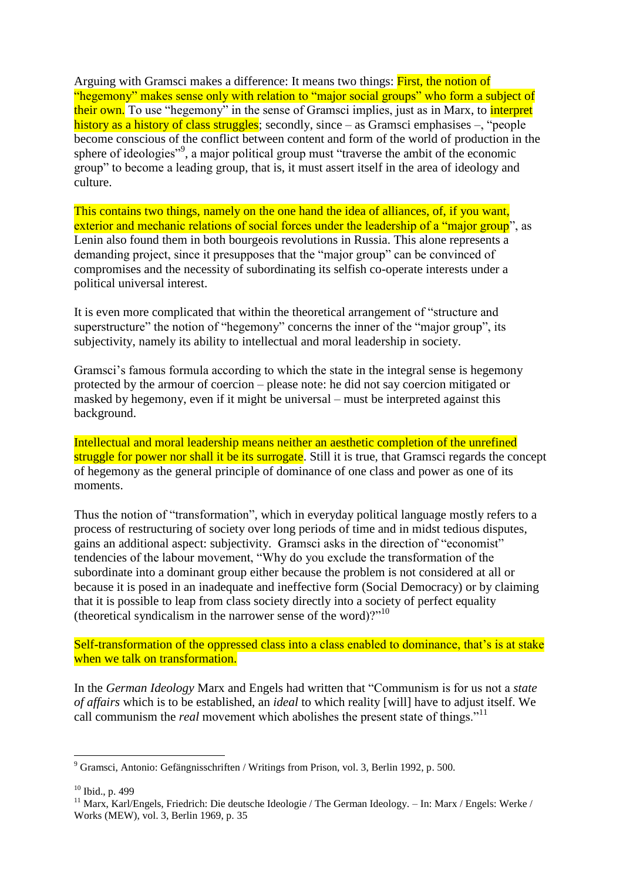Arguing with Gramsci makes a difference: It means two things: First, the notion of "hegemony" makes sense only with relation to "major social groups" who form a subject of their own. To use "hegemony" in the sense of Gramsci implies, just as in Marx, to interpret history as a history of class struggles; secondly, since – as Gramsci emphasises –, "people become conscious of the conflict between content and form of the world of production in the sphere of ideologies"[9], a major political group must "traverse the ambit of the economic group" to become a leading group, that is, it must assert itself in the area of ideology and culture.

This contains two things, namely on the one hand the idea of alliances, of, if you want, exterior and mechanic relations of social forces under the leadership of a "major group", as Lenin also found them in both bourgeois revolutions in Russia. This alone represents a demanding project, since it presupposes that the "major group" can be convinced of compromises and the necessity of subordinating its selfish co-operate interests under a political universal interest.

It is even more complicated that within the theoretical arrangement of "structure and superstructure" the notion of "hegemony" concerns the inner of the "major group", its subjectivity, namely its ability to intellectual and moral leadership in society.

Gramsci's famous formula according to which the state in the integral sense is hegemony protected by the armour of coercion – please note: he did not say coercion mitigated or masked by hegemony, even if it might be universal – must be interpreted against this background.

Intellectual and moral leadership means neither an aesthetic completion of the unrefined struggle for power nor shall it be its surrogate. Still it is true, that Gramsci regards the concept of hegemony as the general principle of dominance of one class and power as one of its moments.

Thus the notion of "transformation", which in everyday political language mostly refers to a process of restructuring of society over long periods of time and in midst tedious disputes, gains an additional aspect: subjectivity. Gramsci asks in the direction of "economist" tendencies of the labour movement, "Why do you exclude the transformation of the subordinate into a dominant group either because the problem is not considered at all or because it is posed in an inadequate and ineffective form (Social Democracy) or by claiming that it is possible to leap from class society directly into a society of perfect equality (theoretical syndicalism in the narrower sense of the word)?"[10]

Self-transformation of the oppressed class into a class enabled to dominance, that's is at stake when we talk on transformation.

In the *German Ideology* Marx and Engels had written that "Communism is for us not a *state of affairs* which is to be established, an *ideal* to which reality [will] have to adjust itself. We call communism the *real* movement which abolishes the present state of things."[11]

---

[9] Gramsci, Antonio: Gefängnisschriften / Writings from Prison, vol. 3, Berlin 1992, p. 500.

[10] Ibid., p. 499

[11] Marx, Karl/Engels, Friedrich: Die deutsche Ideologie / The German Ideology. – In: Marx / Engels: Werke / Works (MEW), vol. 3, Berlin 1969, p. 35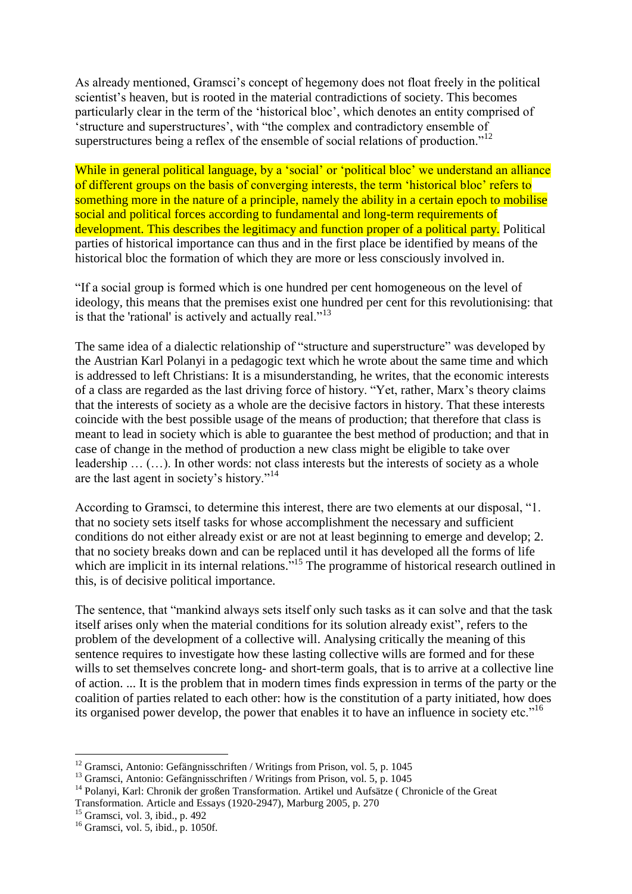As already mentioned, Gramsci's concept of hegemony does not float freely in the political scientist's heaven, but is rooted in the material contradictions of society. This becomes particularly clear in the term of the 'historical bloc', which denotes an entity comprised of 'structure and superstructures', with "the complex and contradictory ensemble of superstructures being a reflex of the ensemble of social relations of production."[12]

While in general political language, by a 'social' or 'political bloc' we understand an alliance of different groups on the basis of converging interests, the term 'historical bloc' refers to something more in the nature of a principle, namely the ability in a certain epoch to mobilise social and political forces according to fundamental and long-term requirements of development. This describes the legitimacy and function proper of a political party. Political parties of historical importance can thus and in the first place be identified by means of the historical bloc the formation of which they are more or less consciously involved in.

"If a social group is formed which is one hundred per cent homogeneous on the level of ideology, this means that the premises exist one hundred per cent for this revolutionising: that is that the 'rational' is actively and actually real."[13]

The same idea of a dialectic relationship of "structure and superstructure" was developed by the Austrian Karl Polanyi in a pedagogic text which he wrote about the same time and which is addressed to left Christians: It is a misunderstanding, he writes, that the economic interests of a class are regarded as the last driving force of history. "Yet, rather, Marx's theory claims that the interests of society as a whole are the decisive factors in history. That these interests coincide with the best possible usage of the means of production; that therefore that class is meant to lead in society which is able to guarantee the best method of production; and that in case of change in the method of production a new class might be eligible to take over leadership … (…). In other words: not class interests but the interests of society as a whole are the last agent in society's history."[14]

According to Gramsci, to determine this interest, there are two elements at our disposal, "1. that no society sets itself tasks for whose accomplishment the necessary and sufficient conditions do not either already exist or are not at least beginning to emerge and develop; 2. that no society breaks down and can be replaced until it has developed all the forms of life which are implicit in its internal relations."[15] The programme of historical research outlined in this, is of decisive political importance.

The sentence, that "mankind always sets itself only such tasks as it can solve and that the task itself arises only when the material conditions for its solution already exist", refers to the problem of the development of a collective will. Analysing critically the meaning of this sentence requires to investigate how these lasting collective wills are formed and for these wills to set themselves concrete long- and short-term goals, that is to arrive at a collective line of action. ... It is the problem that in modern times finds expression in terms of the party or the coalition of parties related to each other: how is the constitution of a party initiated, how does its organised power develop, the power that enables it to have an influence in society etc."[16]

---

[12] Gramsci, Antonio: Gefängnisschriften / Writings from Prison, vol. 5, p. 1045

[13] Gramsci, Antonio: Gefängnisschriften / Writings from Prison, vol. 5, p. 1045

[14] Polanyi, Karl: Chronik der großen Transformation. Artikel und Aufsätze ( Chronicle of the Great Transformation. Article and Essays (1920-2947), Marburg 2005, p. 270

[15] Gramsci, vol. 3, ibid., p. 492

[16] Gramsci, vol. 5, ibid., p. 1050f.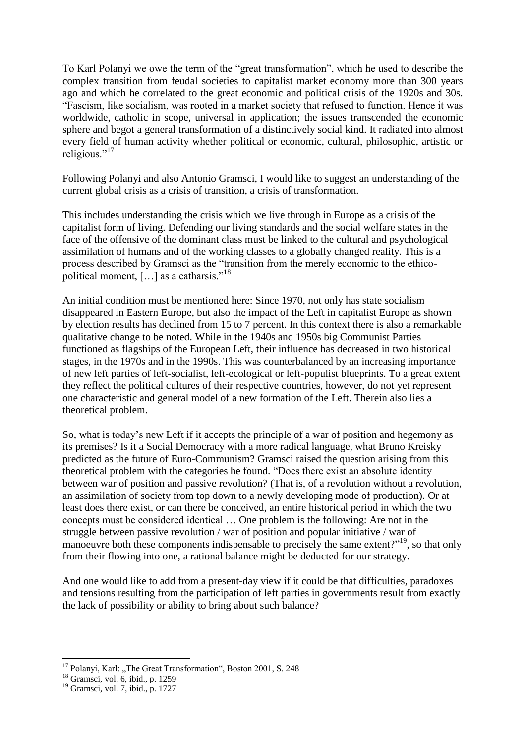To Karl Polanyi we owe the term of the "great transformation", which he used to describe the complex transition from feudal societies to capitalist market economy more than 300 years ago and which he correlated to the great economic and political crisis of the 1920s and 30s. "Fascism, like socialism, was rooted in a market society that refused to function. Hence it was worldwide, catholic in scope, universal in application; the issues transcended the economic sphere and begot a general transformation of a distinctively social kind. It radiated into almost every field of human activity whether political or economic, cultural, philosophic, artistic or religious."[17]

Following Polanyi and also Antonio Gramsci, I would like to suggest an understanding of the current global crisis as a crisis of transition, a crisis of transformation.

This includes understanding the crisis which we live through in Europe as a crisis of the capitalist form of living. Defending our living standards and the social welfare states in the face of the offensive of the dominant class must be linked to the cultural and psychological assimilation of humans and of the working classes to a globally changed reality. This is a process described by Gramsci as the "transition from the merely economic to the ethico-political moment, […] as a catharsis."[18]

An initial condition must be mentioned here: Since 1970, not only has state socialism disappeared in Eastern Europe, but also the impact of the Left in capitalist Europe as shown by election results has declined from 15 to 7 percent. In this context there is also a remarkable qualitative change to be noted. While in the 1940s and 1950s big Communist Parties functioned as flagships of the European Left, their influence has decreased in two historical stages, in the 1970s and in the 1990s. This was counterbalanced by an increasing importance of new left parties of left-socialist, left-ecological or left-populist blueprints. To a great extent they reflect the political cultures of their respective countries, however, do not yet represent one characteristic and general model of a new formation of the Left. Therein also lies a theoretical problem.

So, what is today's new Left if it accepts the principle of a war of position and hegemony as its premises? Is it a Social Democracy with a more radical language, what Bruno Kreisky predicted as the future of Euro-Communism? Gramsci raised the question arising from this theoretical problem with the categories he found. "Does there exist an absolute identity between war of position and passive revolution? (That is, of a revolution without a revolution, an assimilation of society from top down to a newly developing mode of production). Or at least does there exist, or can there be conceived, an entire historical period in which the two concepts must be considered identical … One problem is the following: Are not in the struggle between passive revolution / war of position and popular initiative / war of manoeuvre both these components indispensable to precisely the same extent?"[19], so that only from their flowing into one, a rational balance might be deducted for our strategy.

And one would like to add from a present-day view if it could be that difficulties, paradoxes and tensions resulting from the participation of left parties in governments result from exactly the lack of possibility or ability to bring about such balance?

---

[17] Polanyi, Karl: „The Great Transformation", Boston 2001, S. 248

[18] Gramsci, vol. 6, ibid., p. 1259

[19] Gramsci, vol. 7, ibid., p. 1727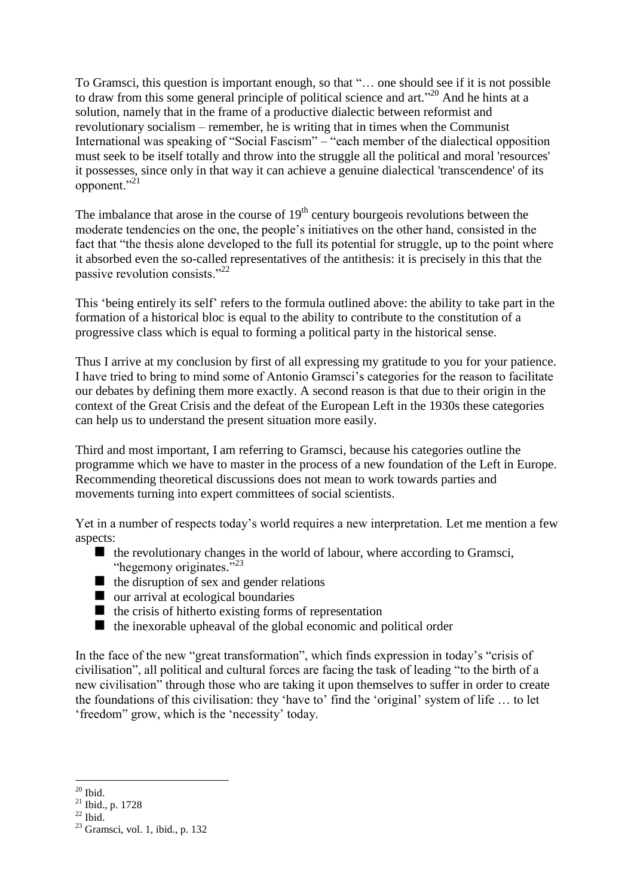To Gramsci, this question is important enough, so that "… one should see if it is not possible to draw from this some general principle of political science and art."[20] And he hints at a solution, namely that in the frame of a productive dialectic between reformist and revolutionary socialism – remember, he is writing that in times when the Communist International was speaking of "Social Fascism" – "each member of the dialectical opposition must seek to be itself totally and throw into the struggle all the political and moral 'resources' it possesses, since only in that way it can achieve a genuine dialectical 'transcendence' of its opponent."[21]

The imbalance that arose in the course of 19th century bourgeois revolutions between the moderate tendencies on the one, the people's initiatives on the other hand, consisted in the fact that "the thesis alone developed to the full its potential for struggle, up to the point where it absorbed even the so-called representatives of the antithesis: it is precisely in this that the passive revolution consists."[22]

This 'being entirely its self' refers to the formula outlined above: the ability to take part in the formation of a historical bloc is equal to the ability to contribute to the constitution of a progressive class which is equal to forming a political party in the historical sense.

Thus I arrive at my conclusion by first of all expressing my gratitude to you for your patience. I have tried to bring to mind some of Antonio Gramsci's categories for the reason to facilitate our debates by defining them more exactly. A second reason is that due to their origin in the context of the Great Crisis and the defeat of the European Left in the 1930s these categories can help us to understand the present situation more easily.

Third and most important, I am referring to Gramsci, because his categories outline the programme which we have to master in the process of a new foundation of the Left in Europe. Recommending theoretical discussions does not mean to work towards parties and movements turning into expert committees of social scientists.

Yet in a number of respects today's world requires a new interpretation. Let me mention a few aspects:

- the revolutionary changes in the world of labour, where according to Gramsci, "hegemony originates."[23]
- the disruption of sex and gender relations
- our arrival at ecological boundaries
- the crisis of hitherto existing forms of representation
- the inexorable upheaval of the global economic and political order

In the face of the new "great transformation", which finds expression in today's "crisis of civilisation", all political and cultural forces are facing the task of leading "to the birth of a new civilisation" through those who are taking it upon themselves to suffer in order to create the foundations of this civilisation: they 'have to' find the 'original' system of life … to let 'freedom" grow, which is the 'necessity' today.

---

[20] Ibid.

[21] Ibid., p. 1728

[22] Ibid.

[23] Gramsci, vol. 1, ibid., p. 132